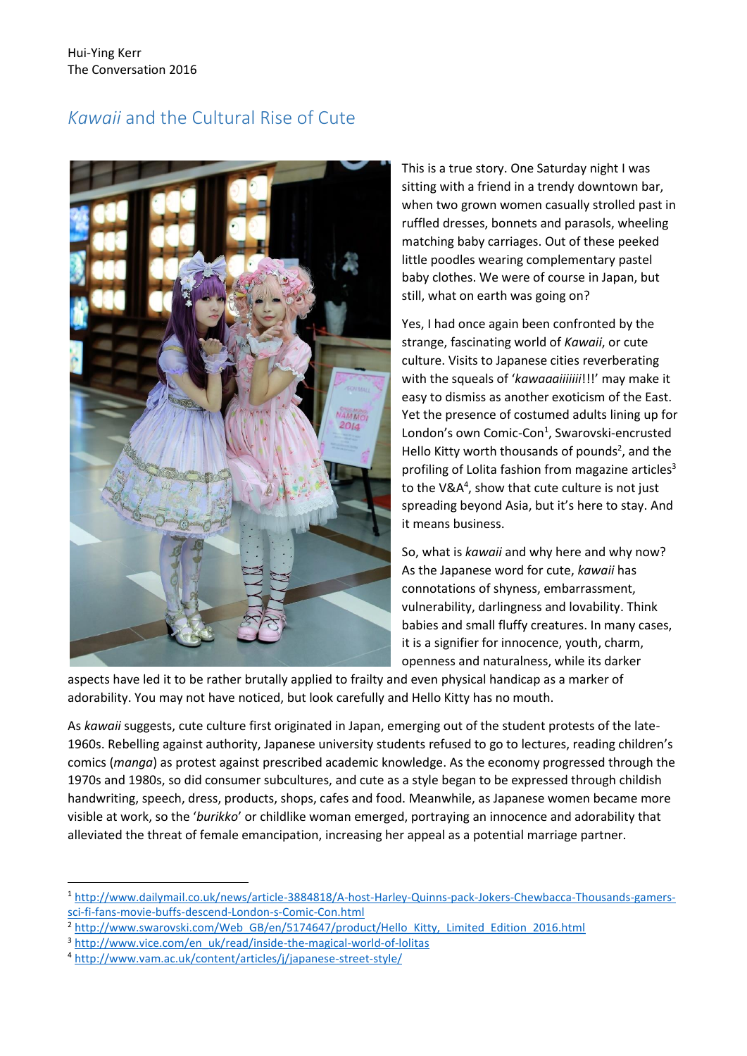Hui-Ying Kerr
The Conversation 2016

# *Kawaii* and the Cultural Rise of Cute

This is a true story. One Saturday night I was sitting with a friend in a trendy downtown bar, when two grown women casually strolled past in ruffled dresses, bonnets and parasols, wheeling matching baby carriages. Out of these peeked little poodles wearing complementary pastel baby clothes. We were of course in Japan, but still, what on earth was going on?

Yes, I had once again been confronted by the strange, fascinating world of *Kawaii*, or cute culture. Visits to Japanese cities reverberating with the squeals of '*kawaaaiiiiiii*!!!' may make it easy to dismiss as another exoticism of the East. Yet the presence of costumed adults lining up for London's own Comic-Con[1], Swarovski-encrusted Hello Kitty worth thousands of pounds[2], and the profiling of Lolita fashion from magazine articles[3] to the V&A[4], show that cute culture is not just spreading beyond Asia, but it's here to stay. And it means business.

So, what is *kawaii* and why here and why now? As the Japanese word for cute, *kawaii* has connotations of shyness, embarrassment, vulnerability, darlingness and lovability. Think babies and small fluffy creatures. In many cases, it is a signifier for innocence, youth, charm, openness and naturalness, while its darker aspects have led it to be rather brutally applied to frailty and even physical handicap as a marker of adorability. You may not have noticed, but look carefully and Hello Kitty has no mouth.

As *kawaii* suggests, cute culture first originated in Japan, emerging out of the student protests of the late-1960s. Rebelling against authority, Japanese university students refused to go to lectures, reading children's comics (*manga*) as protest against prescribed academic knowledge. As the economy progressed through the 1970s and 1980s, so did consumer subcultures, and cute as a style began to be expressed through childish handwriting, speech, dress, products, shops, cafes and food. Meanwhile, as Japanese women became more visible at work, so the '*burikko*' or childlike woman emerged, portraying an innocence and adorability that alleviated the threat of female emancipation, increasing her appeal as a potential marriage partner.

---

[1] http://www.dailymail.co.uk/news/article-3884818/A-host-Harley-Quinns-pack-Jokers-Chewbacca-Thousands-gamers-sci-fi-fans-movie-buffs-descend-London-s-Comic-Con.html

[2] http://www.swarovski.com/Web_GB/en/5174647/product/Hello_Kitty,_Limited_Edition_2016.html

[3] http://www.vice.com/en_uk/read/inside-the-magical-world-of-lolitas

[4] http://www.vam.ac.uk/content/articles/j/japanese-street-style/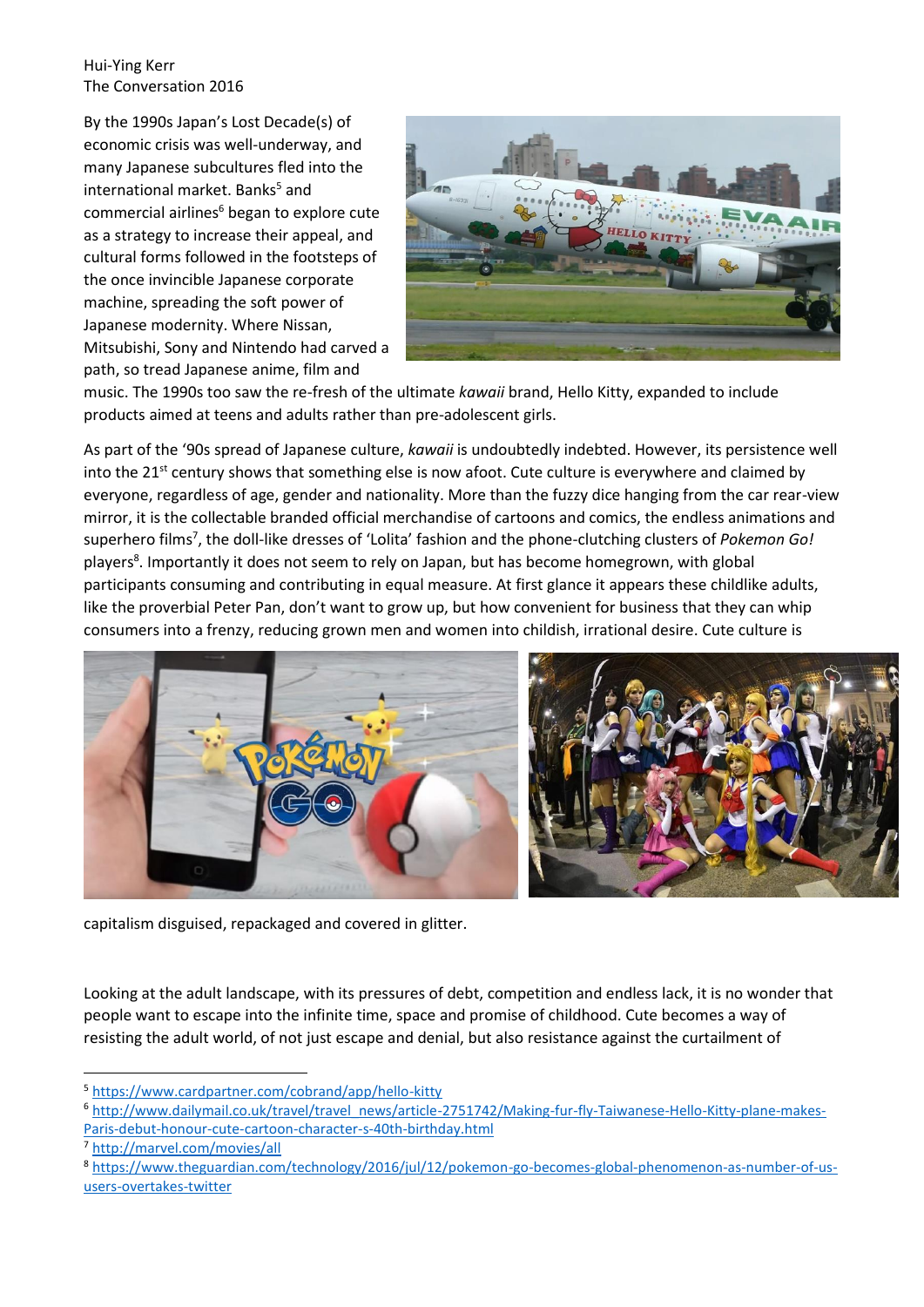Hui-Ying Kerr
The Conversation 2016

By the 1990s Japan's Lost Decade(s) of economic crisis was well-underway, and many Japanese subcultures fled into the international market. Banks[5] and commercial airlines[6] began to explore cute as a strategy to increase their appeal, and cultural forms followed in the footsteps of the once invincible Japanese corporate machine, spreading the soft power of Japanese modernity. Where Nissan, Mitsubishi, Sony and Nintendo had carved a path, so tread Japanese anime, film and music. The 1990s too saw the re-fresh of the ultimate *kawaii* brand, Hello Kitty, expanded to include products aimed at teens and adults rather than pre-adolescent girls.

As part of the '90s spread of Japanese culture, *kawaii* is undoubtedly indebted. However, its persistence well into the 21st century shows that something else is now afoot. Cute culture is everywhere and claimed by everyone, regardless of age, gender and nationality. More than the fuzzy dice hanging from the car rear-view mirror, it is the collectable branded official merchandise of cartoons and comics, the endless animations and superhero films[7], the doll-like dresses of 'Lolita' fashion and the phone-clutching clusters of *Pokemon Go!* players[8]. Importantly it does not seem to rely on Japan, but has become homegrown, with global participants consuming and contributing in equal measure. At first glance it appears these childlike adults, like the proverbial Peter Pan, don't want to grow up, but how convenient for business that they can whip consumers into a frenzy, reducing grown men and women into childish, irrational desire. Cute culture is capitalism disguised, repackaged and covered in glitter.

Looking at the adult landscape, with its pressures of debt, competition and endless lack, it is no wonder that people want to escape into the infinite time, space and promise of childhood. Cute becomes a way of resisting the adult world, of not just escape and denial, but also resistance against the curtailment of

---

[5] https://www.cardpartner.com/cobrand/app/hello-kitty

[6] http://www.dailymail.co.uk/travel/travel_news/article-2751742/Making-fur-fly-Taiwanese-Hello-Kitty-plane-makes-Paris-debut-honour-cute-cartoon-character-s-40th-birthday.html

[7] http://marvel.com/movies/all

[8] https://www.theguardian.com/technology/2016/jul/12/pokemon-go-becomes-global-phenomenon-as-number-of-us-users-overtakes-twitter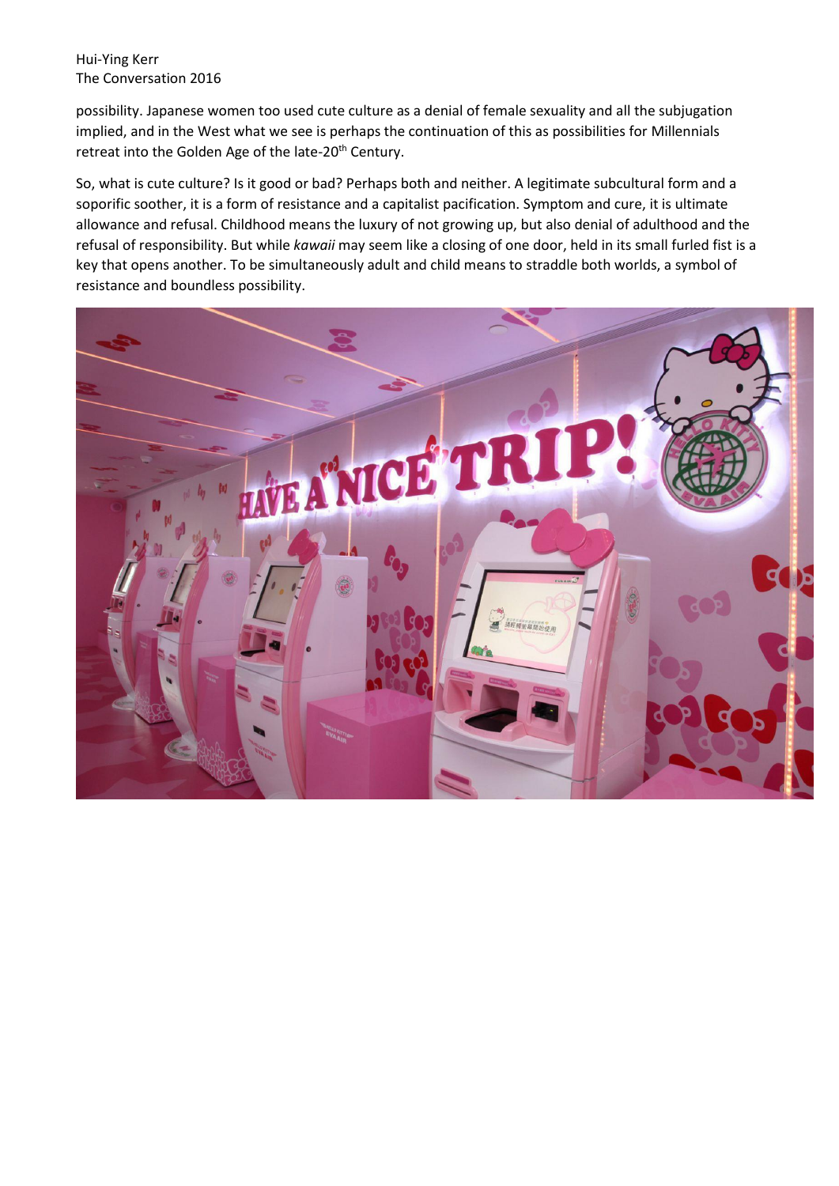possibility. Japanese women too used cute culture as a denial of female sexuality and all the subjugation implied, and in the West what we see is perhaps the continuation of this as possibilities for Millennials retreat into the Golden Age of the late-20th Century.

So, what is cute culture? Is it good or bad? Perhaps both and neither. A legitimate subcultural form and a soporific soother, it is a form of resistance and a capitalist pacification. Symptom and cure, it is ultimate allowance and refusal. Childhood means the luxury of not growing up, but also denial of adulthood and the refusal of responsibility. But while *kawaii* may seem like a closing of one door, held in its small furled fist is a key that opens another. To be simultaneously adult and child means to straddle both worlds, a symbol of resistance and boundless possibility.